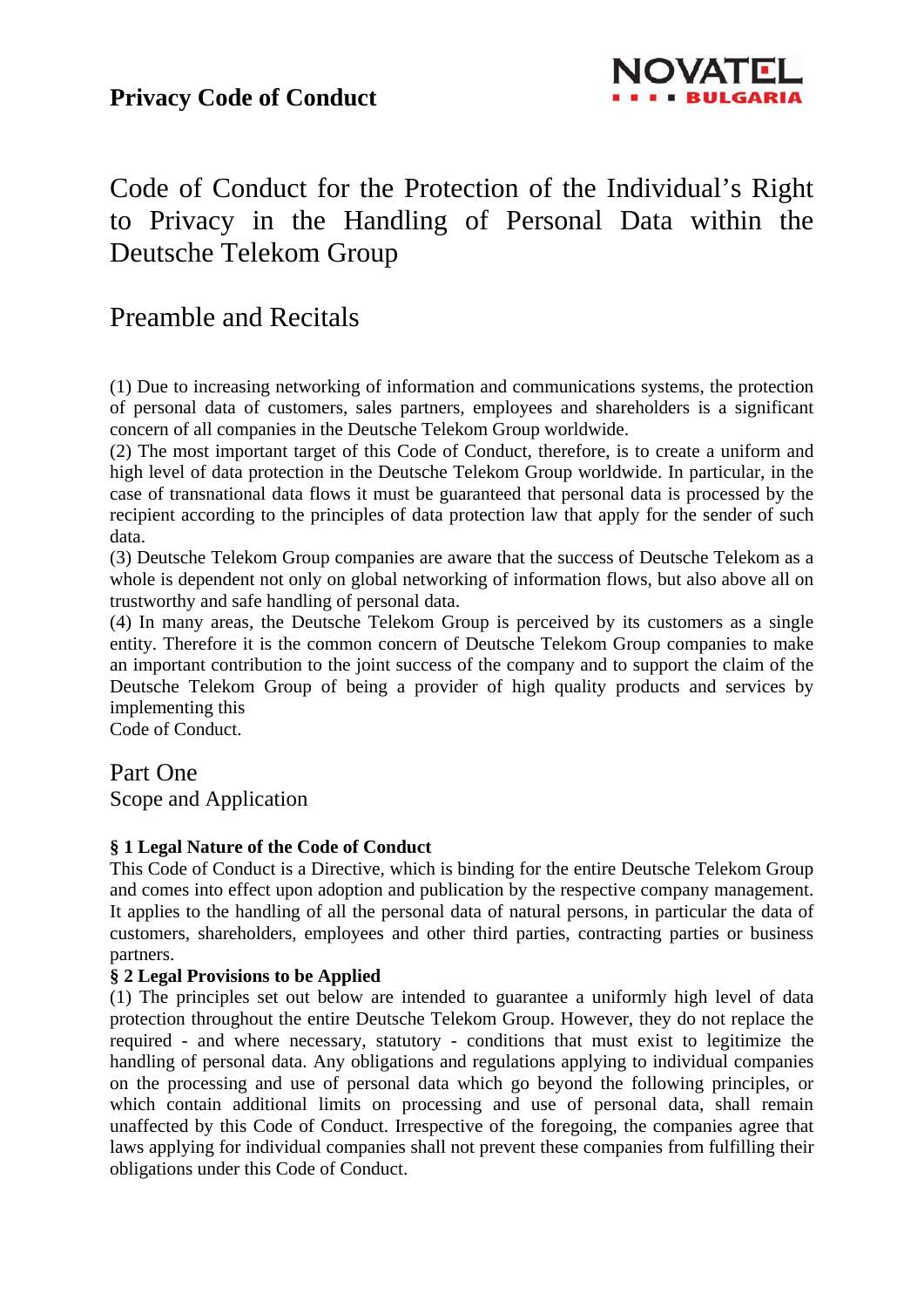# Privacy Code of Conduct

## Code of Conduct for the Protection of the Individual's Right to Privacy in the Handling of Personal Data within the Deutsche Telekom Group

## Preamble and Recitals

(1) Due to increasing networking of information and communications systems, the protection of personal data of customers, sales partners, employees and shareholders is a significant concern of all companies in the Deutsche Telekom Group worldwide.

(2) The most important target of this Code of Conduct, therefore, is to create a uniform and high level of data protection in the Deutsche Telekom Group worldwide. In particular, in the case of transnational data flows it must be guaranteed that personal data is processed by the recipient according to the principles of data protection law that apply for the sender of such data.

(3) Deutsche Telekom Group companies are aware that the success of Deutsche Telekom as a whole is dependent not only on global networking of information flows, but also above all on trustworthy and safe handling of personal data.

(4) In many areas, the Deutsche Telekom Group is perceived by its customers as a single entity. Therefore it is the common concern of Deutsche Telekom Group companies to make an important contribution to the joint success of the company and to support the claim of the Deutsche Telekom Group of being a provider of high quality products and services by implementing this Code of Conduct.

## Part One

Scope and Application

**§ 1 Legal Nature of the Code of Conduct**

This Code of Conduct is a Directive, which is binding for the entire Deutsche Telekom Group and comes into effect upon adoption and publication by the respective company management. It applies to the handling of all the personal data of natural persons, in particular the data of customers, shareholders, employees and other third parties, contracting parties or business partners.

**§ 2 Legal Provisions to be Applied**

(1) The principles set out below are intended to guarantee a uniformly high level of data protection throughout the entire Deutsche Telekom Group. However, they do not replace the required - and where necessary, statutory - conditions that must exist to legitimize the handling of personal data. Any obligations and regulations applying to individual companies on the processing and use of personal data which go beyond the following principles, or which contain additional limits on processing and use of personal data, shall remain unaffected by this Code of Conduct. Irrespective of the foregoing, the companies agree that laws applying for individual companies shall not prevent these companies from fulfilling their obligations under this Code of Conduct.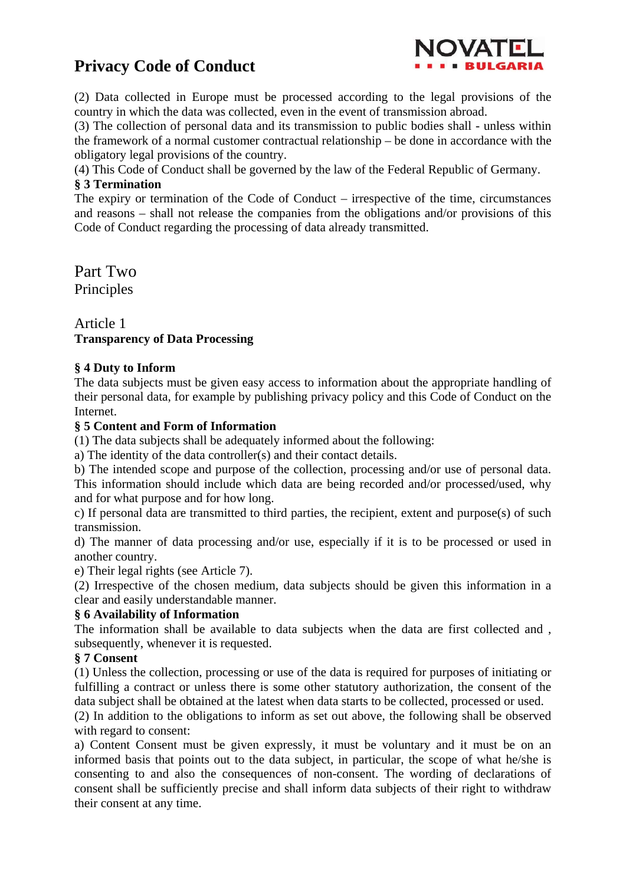(2) Data collected in Europe must be processed according to the legal provisions of the country in which the data was collected, even in the event of transmission abroad.

(3) The collection of personal data and its transmission to public bodies shall - unless within the framework of a normal customer contractual relationship – be done in accordance with the obligatory legal provisions of the country.

(4) This Code of Conduct shall be governed by the law of the Federal Republic of Germany.

**§ 3 Termination**

The expiry or termination of the Code of Conduct – irrespective of the time, circumstances and reasons – shall not release the companies from the obligations and/or provisions of this Code of Conduct regarding the processing of data already transmitted.

# Part Two
# Principles

## Article 1
**Transparency of Data Processing**

**§ 4 Duty to Inform**

The data subjects must be given easy access to information about the appropriate handling of their personal data, for example by publishing privacy policy and this Code of Conduct on the Internet.

**§ 5 Content and Form of Information**

(1) The data subjects shall be adequately informed about the following:

a) The identity of the data controller(s) and their contact details.

b) The intended scope and purpose of the collection, processing and/or use of personal data. This information should include which data are being recorded and/or processed/used, why and for what purpose and for how long.

c) If personal data are transmitted to third parties, the recipient, extent and purpose(s) of such transmission.

d) The manner of data processing and/or use, especially if it is to be processed or used in another country.

e) Their legal rights (see Article 7).

(2) Irrespective of the chosen medium, data subjects should be given this information in a clear and easily understandable manner.

**§ 6 Availability of Information**

The information shall be available to data subjects when the data are first collected and , subsequently, whenever it is requested.

**§ 7 Consent**

(1) Unless the collection, processing or use of the data is required for purposes of initiating or fulfilling a contract or unless there is some other statutory authorization, the consent of the data subject shall be obtained at the latest when data starts to be collected, processed or used.

(2) In addition to the obligations to inform as set out above, the following shall be observed with regard to consent:

a) Content Consent must be given expressly, it must be voluntary and it must be on an informed basis that points out to the data subject, in particular, the scope of what he/she is consenting to and also the consequences of non-consent. The wording of declarations of consent shall be sufficiently precise and shall inform data subjects of their right to withdraw their consent at any time.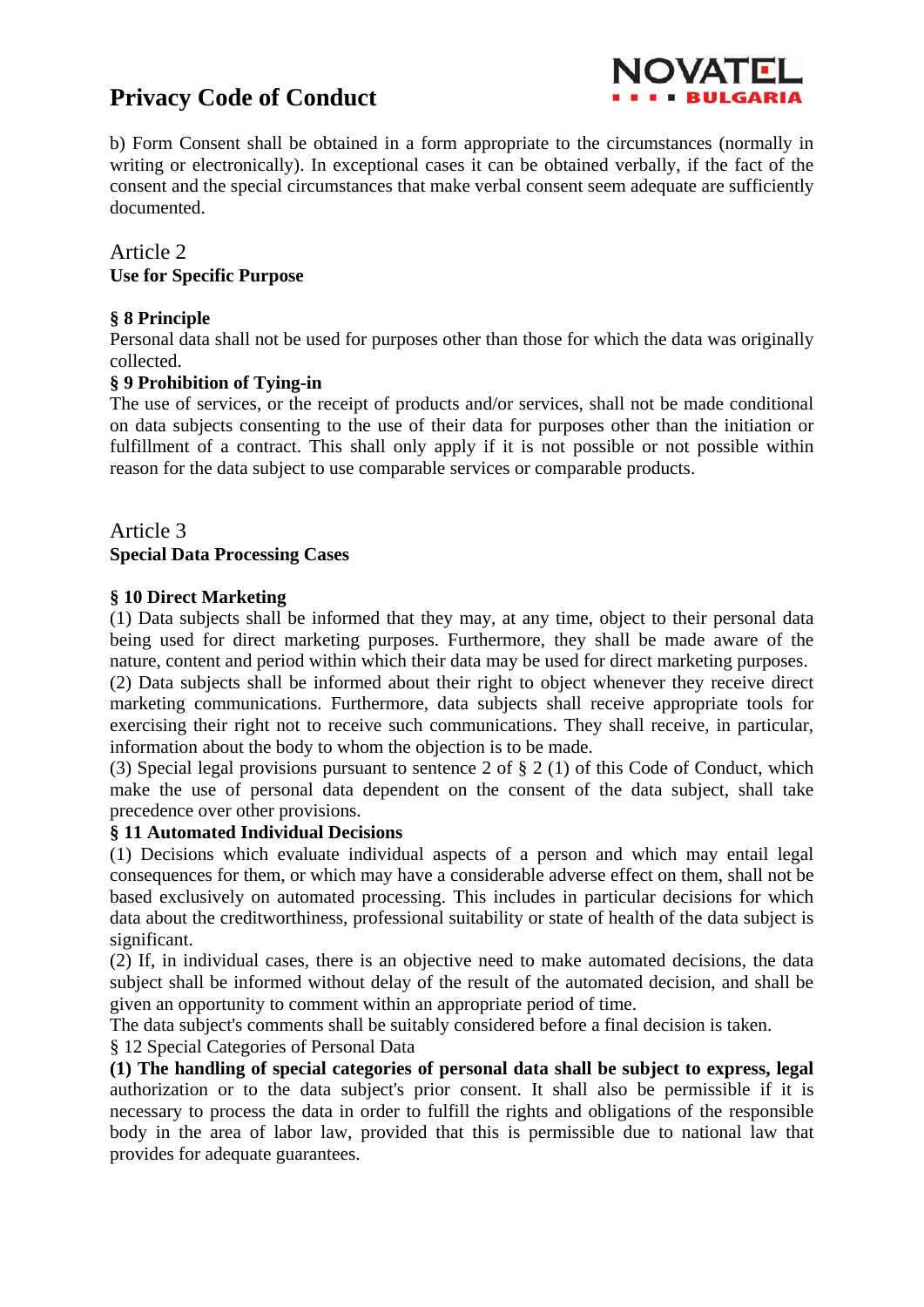b) Form Consent shall be obtained in a form appropriate to the circumstances (normally in writing or electronically). In exceptional cases it can be obtained verbally, if the fact of the consent and the special circumstances that make verbal consent seem adequate are sufficiently documented.

## Article 2
### Use for Specific Purpose

**§ 8 Principle**
Personal data shall not be used for purposes other than those for which the data was originally collected.

**§ 9 Prohibition of Tying-in**
The use of services, or the receipt of products and/or services, shall not be made conditional on data subjects consenting to the use of their data for purposes other than the initiation or fulfillment of a contract. This shall only apply if it is not possible or not possible within reason for the data subject to use comparable services or comparable products.

## Article 3
### Special Data Processing Cases

**§ 10 Direct Marketing**
(1) Data subjects shall be informed that they may, at any time, object to their personal data being used for direct marketing purposes. Furthermore, they shall be made aware of the nature, content and period within which their data may be used for direct marketing purposes.
(2) Data subjects shall be informed about their right to object whenever they receive direct marketing communications. Furthermore, data subjects shall receive appropriate tools for exercising their right not to receive such communications. They shall receive, in particular, information about the body to whom the objection is to be made.
(3) Special legal provisions pursuant to sentence 2 of § 2 (1) of this Code of Conduct, which make the use of personal data dependent on the consent of the data subject, shall take precedence over other provisions.

**§ 11 Automated Individual Decisions**
(1) Decisions which evaluate individual aspects of a person and which may entail legal consequences for them, or which may have a considerable adverse effect on them, shall not be based exclusively on automated processing. This includes in particular decisions for which data about the creditworthiness, professional suitability or state of health of the data subject is significant.
(2) If, in individual cases, there is an objective need to make automated decisions, the data subject shall be informed without delay of the result of the automated decision, and shall be given an opportunity to comment within an appropriate period of time.
The data subject's comments shall be suitably considered before a final decision is taken.
§ 12 Special Categories of Personal Data
**(1) The handling of special categories of personal data shall be subject to express, legal** authorization or to the data subject's prior consent. It shall also be permissible if it is necessary to process the data in order to fulfill the rights and obligations of the responsible body in the area of labor law, provided that this is permissible due to national law that provides for adequate guarantees.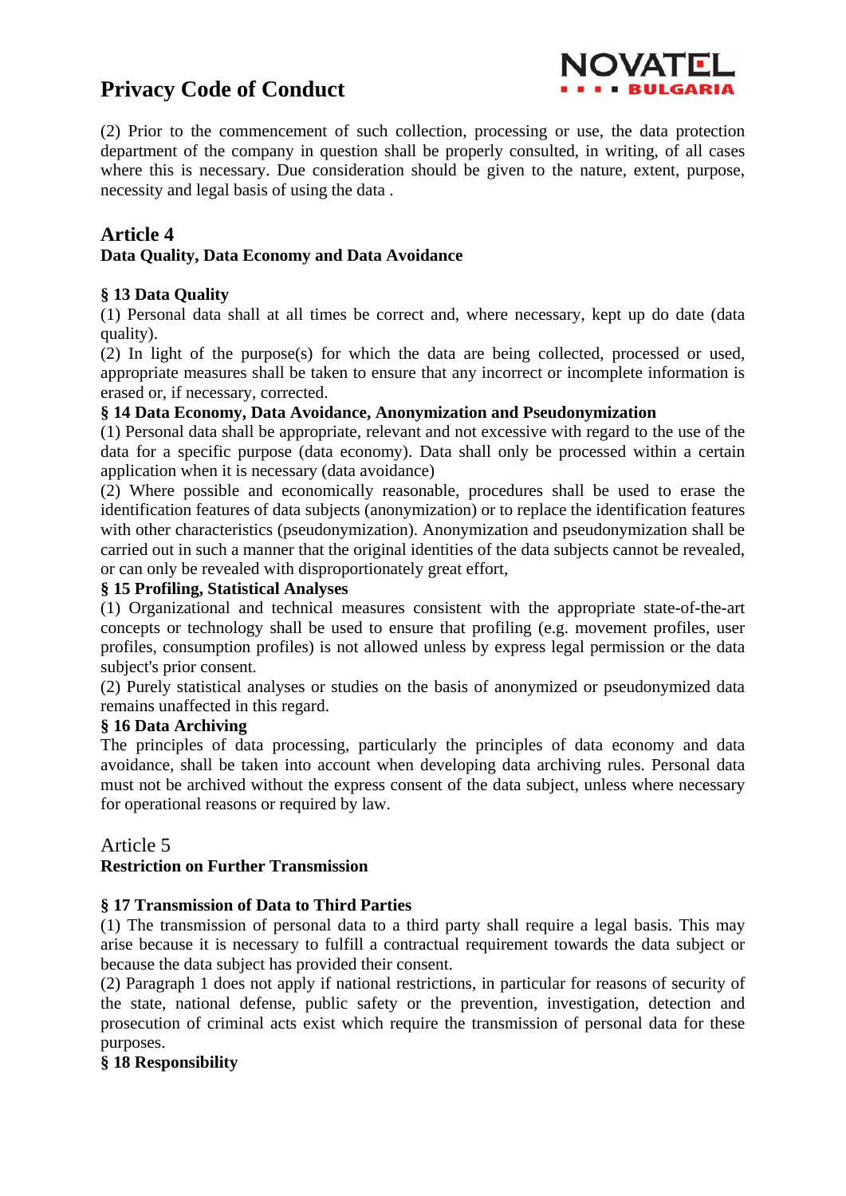(2) Prior to the commencement of such collection, processing or use, the data protection department of the company in question shall be properly consulted, in writing, of all cases where this is necessary. Due consideration should be given to the nature, extent, purpose, necessity and legal basis of using the data .

## Article 4

**Data Quality, Data Economy and Data Avoidance**

### § 13 Data Quality

(1) Personal data shall at all times be correct and, where necessary, kept up do date (data quality).

(2) In light of the purpose(s) for which the data are being collected, processed or used, appropriate measures shall be taken to ensure that any incorrect or incomplete information is erased or, if necessary, corrected.

### § 14 Data Economy, Data Avoidance, Anonymization and Pseudonymization

(1) Personal data shall be appropriate, relevant and not excessive with regard to the use of the data for a specific purpose (data economy). Data shall only be processed within a certain application when it is necessary (data avoidance)

(2) Where possible and economically reasonable, procedures shall be used to erase the identification features of data subjects (anonymization) or to replace the identification features with other characteristics (pseudonymization). Anonymization and pseudonymization shall be carried out in such a manner that the original identities of the data subjects cannot be revealed, or can only be revealed with disproportionately great effort,

### § 15 Profiling, Statistical Analyses

(1) Organizational and technical measures consistent with the appropriate state-of-the-art concepts or technology shall be used to ensure that profiling (e.g. movement profiles, user profiles, consumption profiles) is not allowed unless by express legal permission or the data subject's prior consent.

(2) Purely statistical analyses or studies on the basis of anonymized or pseudonymized data remains unaffected in this regard.

### § 16 Data Archiving

The principles of data processing, particularly the principles of data economy and data avoidance, shall be taken into account when developing data archiving rules. Personal data must not be archived without the express consent of the data subject, unless where necessary for operational reasons or required by law.

## Article 5

**Restriction on Further Transmission**

### § 17 Transmission of Data to Third Parties

(1) The transmission of personal data to a third party shall require a legal basis. This may arise because it is necessary to fulfill a contractual requirement towards the data subject or because the data subject has provided their consent.

(2) Paragraph 1 does not apply if national restrictions, in particular for reasons of security of the state, national defense, public safety or the prevention, investigation, detection and prosecution of criminal acts exist which require the transmission of personal data for these purposes.

### § 18 Responsibility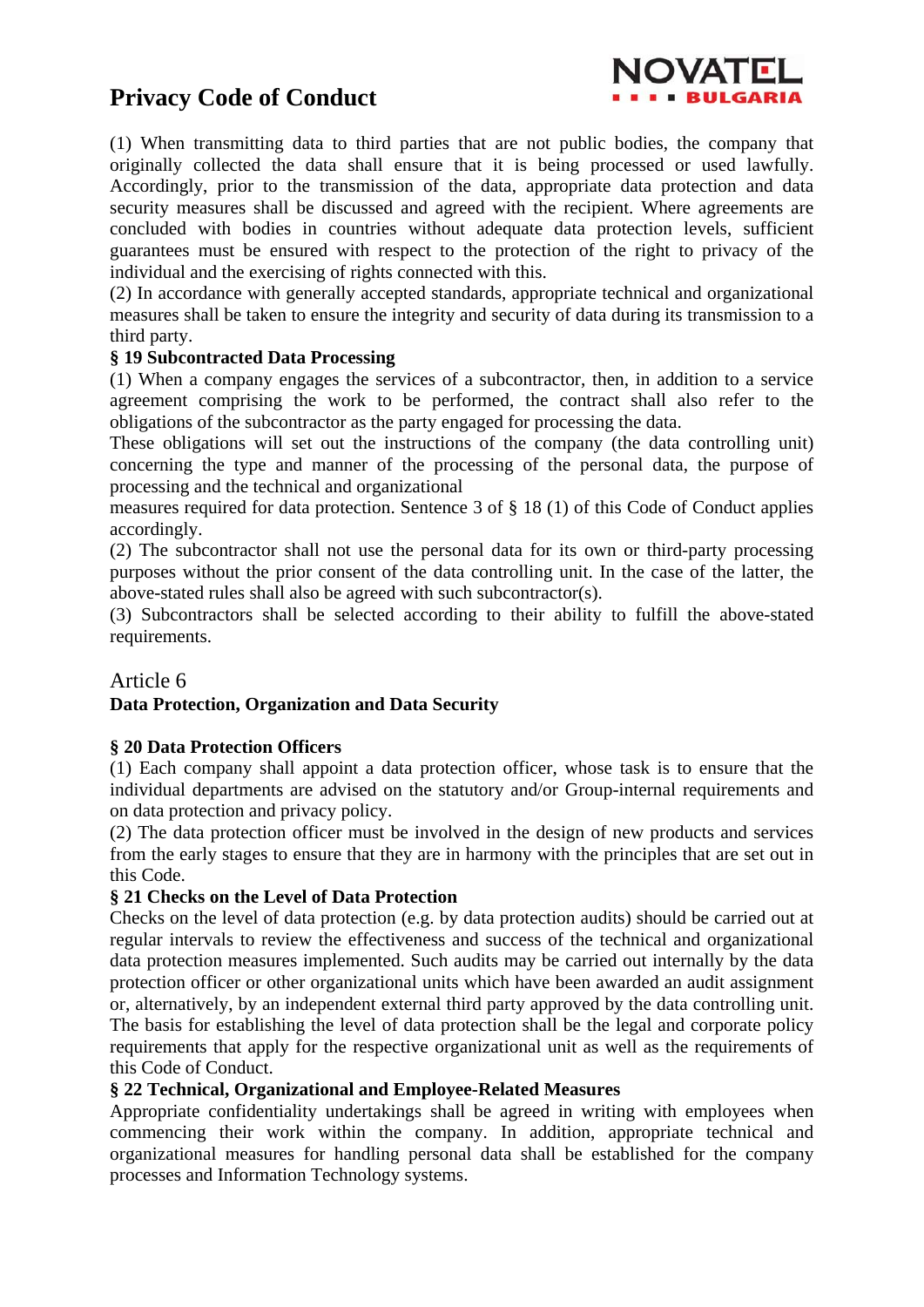(1) When transmitting data to third parties that are not public bodies, the company that originally collected the data shall ensure that it is being processed or used lawfully. Accordingly, prior to the transmission of the data, appropriate data protection and data security measures shall be discussed and agreed with the recipient. Where agreements are concluded with bodies in countries without adequate data protection levels, sufficient guarantees must be ensured with respect to the protection of the right to privacy of the individual and the exercising of rights connected with this.

(2) In accordance with generally accepted standards, appropriate technical and organizational measures shall be taken to ensure the integrity and security of data during its transmission to a third party.

**§ 19 Subcontracted Data Processing**

(1) When a company engages the services of a subcontractor, then, in addition to a service agreement comprising the work to be performed, the contract shall also refer to the obligations of the subcontractor as the party engaged for processing the data.

These obligations will set out the instructions of the company (the data controlling unit) concerning the type and manner of the processing of the personal data, the purpose of processing and the technical and organizational measures required for data protection. Sentence 3 of § 18 (1) of this Code of Conduct applies accordingly.

(2) The subcontractor shall not use the personal data for its own or third-party processing purposes without the prior consent of the data controlling unit. In the case of the latter, the above-stated rules shall also be agreed with such subcontractor(s).

(3) Subcontractors shall be selected according to their ability to fulfill the above-stated requirements.

## Article 6

**Data Protection, Organization and Data Security**

**§ 20 Data Protection Officers**

(1) Each company shall appoint a data protection officer, whose task is to ensure that the individual departments are advised on the statutory and/or Group-internal requirements and on data protection and privacy policy.

(2) The data protection officer must be involved in the design of new products and services from the early stages to ensure that they are in harmony with the principles that are set out in this Code.

**§ 21 Checks on the Level of Data Protection**

Checks on the level of data protection (e.g. by data protection audits) should be carried out at regular intervals to review the effectiveness and success of the technical and organizational data protection measures implemented. Such audits may be carried out internally by the data protection officer or other organizational units which have been awarded an audit assignment or, alternatively, by an independent external third party approved by the data controlling unit. The basis for establishing the level of data protection shall be the legal and corporate policy requirements that apply for the respective organizational unit as well as the requirements of this Code of Conduct.

**§ 22 Technical, Organizational and Employee-Related Measures**

Appropriate confidentiality undertakings shall be agreed in writing with employees when commencing their work within the company. In addition, appropriate technical and organizational measures for handling personal data shall be established for the company processes and Information Technology systems.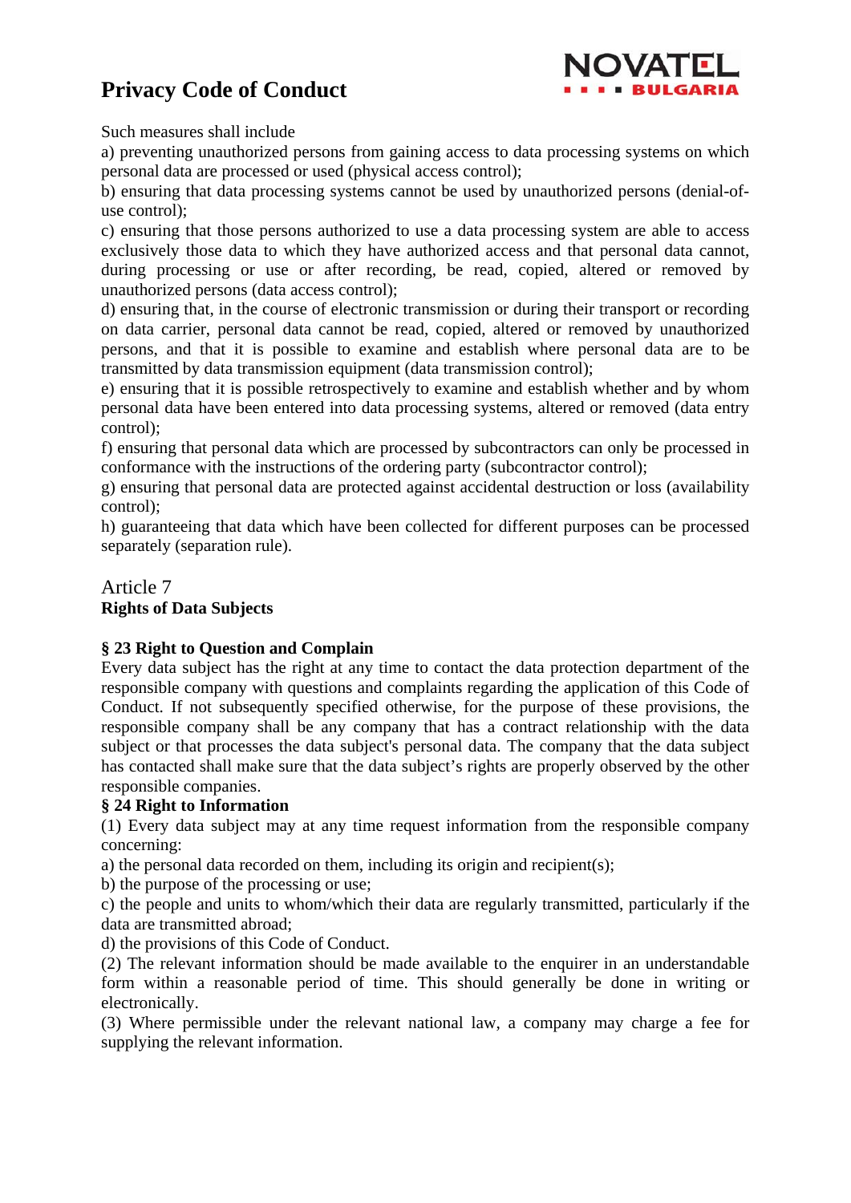Such measures shall include

a) preventing unauthorized persons from gaining access to data processing systems on which personal data are processed or used (physical access control);

b) ensuring that data processing systems cannot be used by unauthorized persons (denial-of-use control);

c) ensuring that those persons authorized to use a data processing system are able to access exclusively those data to which they have authorized access and that personal data cannot, during processing or use or after recording, be read, copied, altered or removed by unauthorized persons (data access control);

d) ensuring that, in the course of electronic transmission or during their transport or recording on data carrier, personal data cannot be read, copied, altered or removed by unauthorized persons, and that it is possible to examine and establish where personal data are to be transmitted by data transmission equipment (data transmission control);

e) ensuring that it is possible retrospectively to examine and establish whether and by whom personal data have been entered into data processing systems, altered or removed (data entry control);

f) ensuring that personal data which are processed by subcontractors can only be processed in conformance with the instructions of the ordering party (subcontractor control);

g) ensuring that personal data are protected against accidental destruction or loss (availability control);

h) guaranteeing that data which have been collected for different purposes can be processed separately (separation rule).

## Article 7
## Rights of Data Subjects

### § 23 Right to Question and Complain

Every data subject has the right at any time to contact the data protection department of the responsible company with questions and complaints regarding the application of this Code of Conduct. If not subsequently specified otherwise, for the purpose of these provisions, the responsible company shall be any company that has a contract relationship with the data subject or that processes the data subject's personal data. The company that the data subject has contacted shall make sure that the data subject's rights are properly observed by the other responsible companies.

### § 24 Right to Information

(1) Every data subject may at any time request information from the responsible company concerning:

a) the personal data recorded on them, including its origin and recipient(s);

b) the purpose of the processing or use;

c) the people and units to whom/which their data are regularly transmitted, particularly if the data are transmitted abroad;

d) the provisions of this Code of Conduct.

(2) The relevant information should be made available to the enquirer in an understandable form within a reasonable period of time. This should generally be done in writing or electronically.

(3) Where permissible under the relevant national law, a company may charge a fee for supplying the relevant information.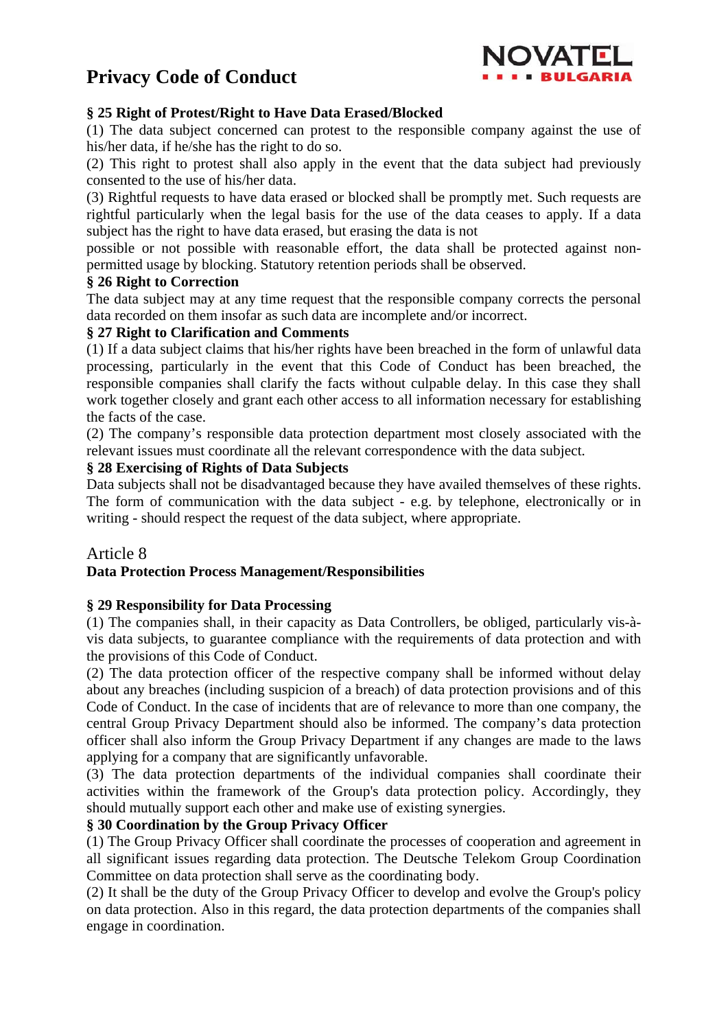**§ 25 Right of Protest/Right to Have Data Erased/Blocked**

(1) The data subject concerned can protest to the responsible company against the use of his/her data, if he/she has the right to do so.

(2) This right to protest shall also apply in the event that the data subject had previously consented to the use of his/her data.

(3) Rightful requests to have data erased or blocked shall be promptly met. Such requests are rightful particularly when the legal basis for the use of the data ceases to apply. If a data subject has the right to have data erased, but erasing the data is not possible or not possible with reasonable effort, the data shall be protected against non-permitted usage by blocking. Statutory retention periods shall be observed.

**§ 26 Right to Correction**

The data subject may at any time request that the responsible company corrects the personal data recorded on them insofar as such data are incomplete and/or incorrect.

**§ 27 Right to Clarification and Comments**

(1) If a data subject claims that his/her rights have been breached in the form of unlawful data processing, particularly in the event that this Code of Conduct has been breached, the responsible companies shall clarify the facts without culpable delay. In this case they shall work together closely and grant each other access to all information necessary for establishing the facts of the case.

(2) The company's responsible data protection department most closely associated with the relevant issues must coordinate all the relevant correspondence with the data subject.

**§ 28 Exercising of Rights of Data Subjects**

Data subjects shall not be disadvantaged because they have availed themselves of these rights. The form of communication with the data subject - e.g. by telephone, electronically or in writing - should respect the request of the data subject, where appropriate.

## Article 8

**Data Protection Process Management/Responsibilities**

**§ 29 Responsibility for Data Processing**

(1) The companies shall, in their capacity as Data Controllers, be obliged, particularly vis-à-vis data subjects, to guarantee compliance with the requirements of data protection and with the provisions of this Code of Conduct.

(2) The data protection officer of the respective company shall be informed without delay about any breaches (including suspicion of a breach) of data protection provisions and of this Code of Conduct. In the case of incidents that are of relevance to more than one company, the central Group Privacy Department should also be informed. The company's data protection officer shall also inform the Group Privacy Department if any changes are made to the laws applying for a company that are significantly unfavorable.

(3) The data protection departments of the individual companies shall coordinate their activities within the framework of the Group's data protection policy. Accordingly, they should mutually support each other and make use of existing synergies.

**§ 30 Coordination by the Group Privacy Officer**

(1) The Group Privacy Officer shall coordinate the processes of cooperation and agreement in all significant issues regarding data protection. The Deutsche Telekom Group Coordination Committee on data protection shall serve as the coordinating body.

(2) It shall be the duty of the Group Privacy Officer to develop and evolve the Group's policy on data protection. Also in this regard, the data protection departments of the companies shall engage in coordination.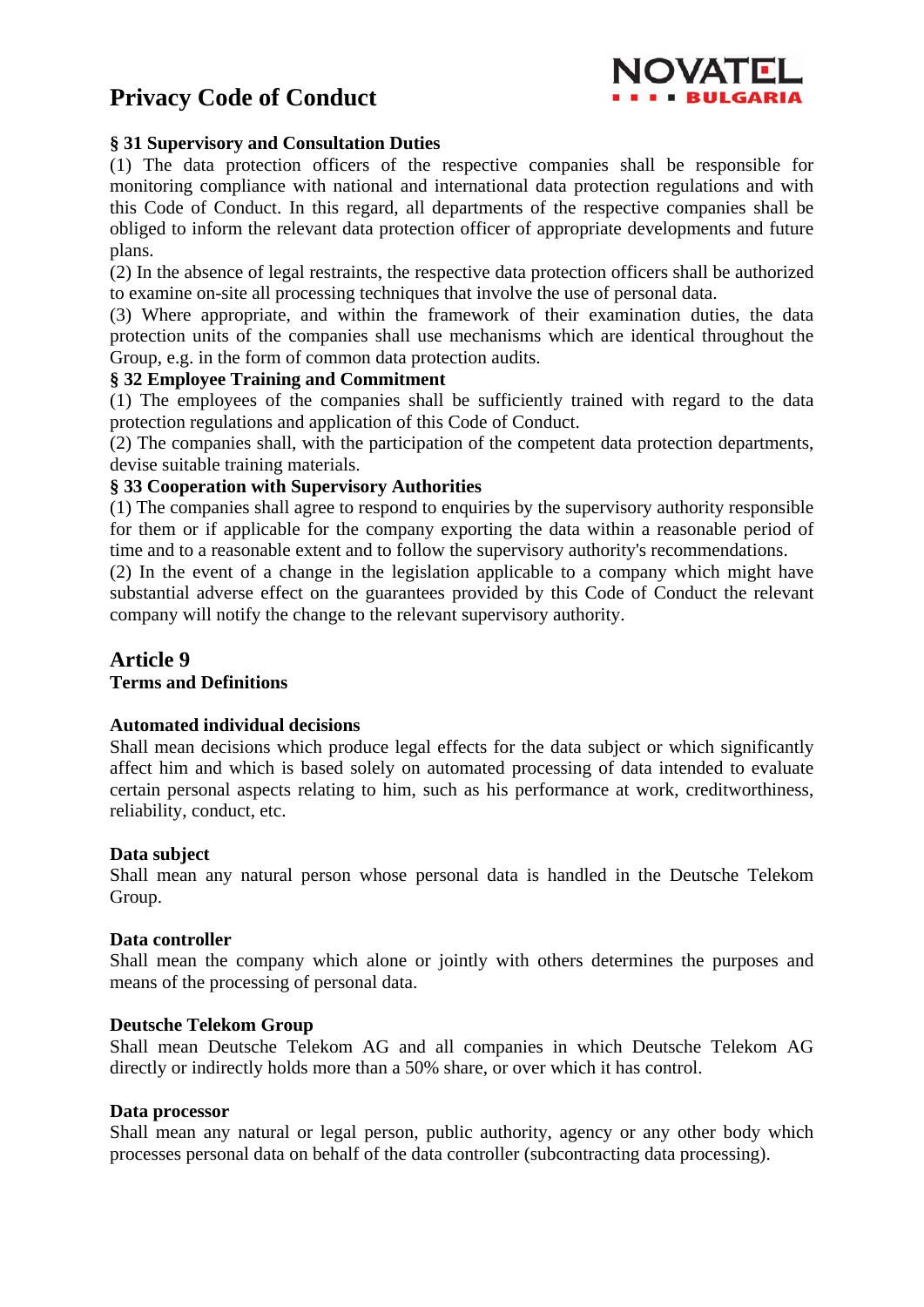**§ 31 Supervisory and Consultation Duties**

(1) The data protection officers of the respective companies shall be responsible for monitoring compliance with national and international data protection regulations and with this Code of Conduct. In this regard, all departments of the respective companies shall be obliged to inform the relevant data protection officer of appropriate developments and future plans.

(2) In the absence of legal restraints, the respective data protection officers shall be authorized to examine on-site all processing techniques that involve the use of personal data.

(3) Where appropriate, and within the framework of their examination duties, the data protection units of the companies shall use mechanisms which are identical throughout the Group, e.g. in the form of common data protection audits.

**§ 32 Employee Training and Commitment**

(1) The employees of the companies shall be sufficiently trained with regard to the data protection regulations and application of this Code of Conduct.

(2) The companies shall, with the participation of the competent data protection departments, devise suitable training materials.

**§ 33 Cooperation with Supervisory Authorities**

(1) The companies shall agree to respond to enquiries by the supervisory authority responsible for them or if applicable for the company exporting the data within a reasonable period of time and to a reasonable extent and to follow the supervisory authority's recommendations.

(2) In the event of a change in the legislation applicable to a company which might have substantial adverse effect on the guarantees provided by this Code of Conduct the relevant company will notify the change to the relevant supervisory authority.

## Article 9

**Terms and Definitions**

**Automated individual decisions**

Shall mean decisions which produce legal effects for the data subject or which significantly affect him and which is based solely on automated processing of data intended to evaluate certain personal aspects relating to him, such as his performance at work, creditworthiness, reliability, conduct, etc.

**Data subject**

Shall mean any natural person whose personal data is handled in the Deutsche Telekom Group.

**Data controller**

Shall mean the company which alone or jointly with others determines the purposes and means of the processing of personal data.

**Deutsche Telekom Group**

Shall mean Deutsche Telekom AG and all companies in which Deutsche Telekom AG directly or indirectly holds more than a 50% share, or over which it has control.

**Data processor**

Shall mean any natural or legal person, public authority, agency or any other body which processes personal data on behalf of the data controller (subcontracting data processing).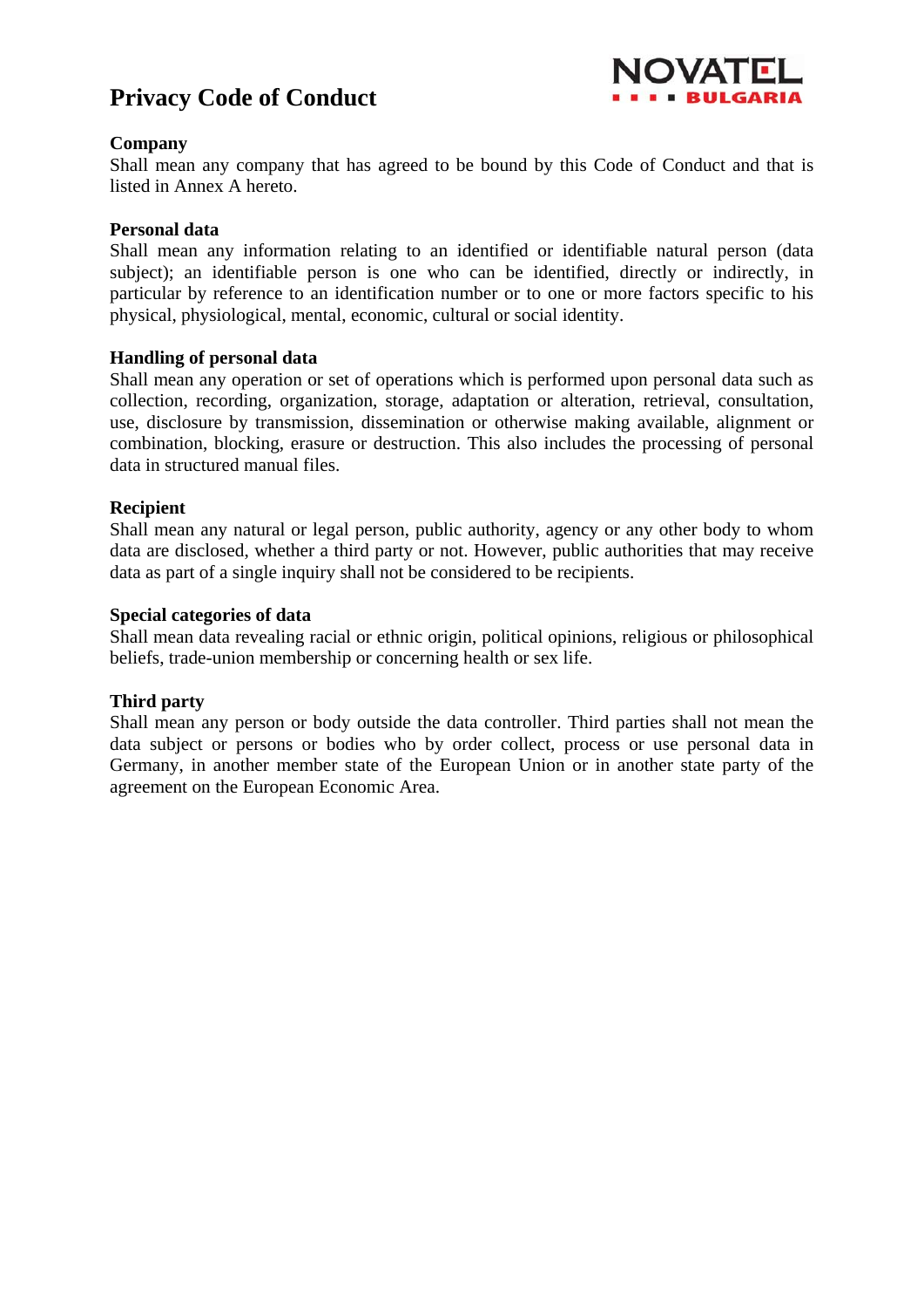# Privacy Code of Conduct

**Company**
Shall mean any company that has agreed to be bound by this Code of Conduct and that is listed in Annex A hereto.

**Personal data**
Shall mean any information relating to an identified or identifiable natural person (data subject); an identifiable person is one who can be identified, directly or indirectly, in particular by reference to an identification number or to one or more factors specific to his physical, physiological, mental, economic, cultural or social identity.

**Handling of personal data**
Shall mean any operation or set of operations which is performed upon personal data such as collection, recording, organization, storage, adaptation or alteration, retrieval, consultation, use, disclosure by transmission, dissemination or otherwise making available, alignment or combination, blocking, erasure or destruction. This also includes the processing of personal data in structured manual files.

**Recipient**
Shall mean any natural or legal person, public authority, agency or any other body to whom data are disclosed, whether a third party or not. However, public authorities that may receive data as part of a single inquiry shall not be considered to be recipients.

**Special categories of data**
Shall mean data revealing racial or ethnic origin, political opinions, religious or philosophical beliefs, trade-union membership or concerning health or sex life.

**Third party**
Shall mean any person or body outside the data controller. Third parties shall not mean the data subject or persons or bodies who by order collect, process or use personal data in Germany, in another member state of the European Union or in another state party of the agreement on the European Economic Area.